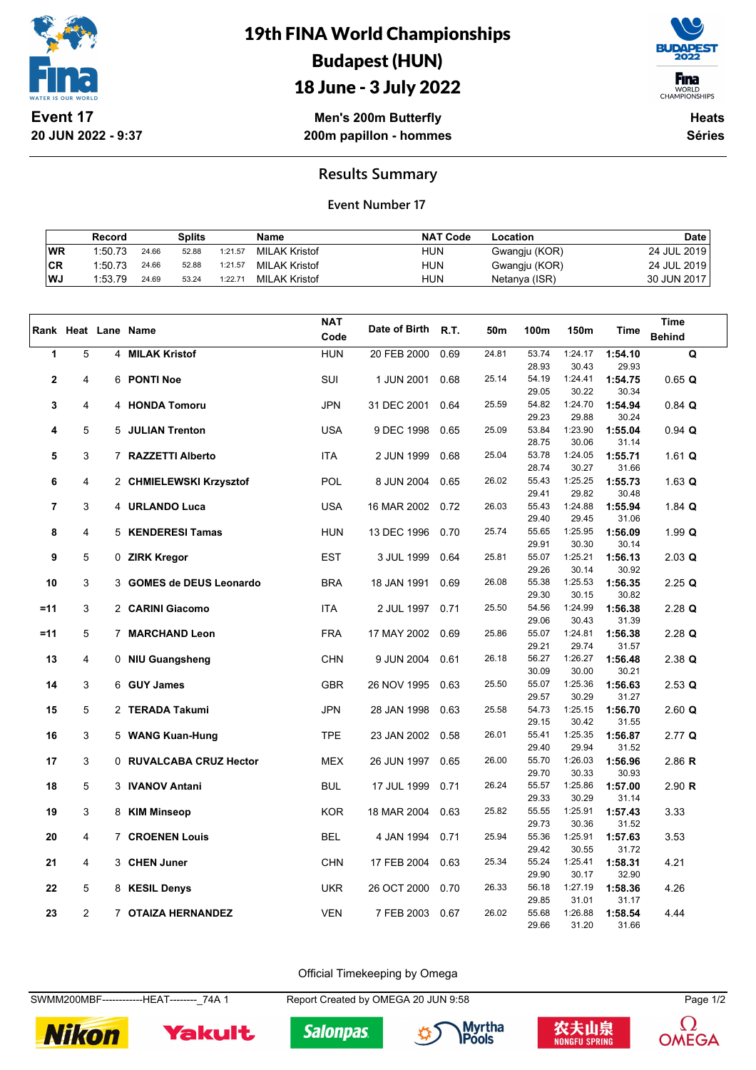# 19th FINA World Championships
## Budapest (HUN)
## 18 June - 3 July 2022

**Event 17**
**20 JUN 2022 - 9:37**

**Men's 200m Butterfly**
**200m papillon - hommes**

**Heats**
**Séries**

### Results Summary

**Event Number 17**

| | Record | Splits | | | Name | NAT Code | Location | Date |
|---|---|---|---|---|---|---|---|---|
| WR | 1:50.73 | 24.66 | 52.88 | 1:21.57 | MILAK Kristof | HUN | Gwangju (KOR) | 24 JUL 2019 |
| CR | 1:50.73 | 24.66 | 52.88 | 1:21.57 | MILAK Kristof | HUN | Gwangju (KOR) | 24 JUL 2019 |
| WJ | 1:53.79 | 24.69 | 53.24 | 1:22.71 | MILAK Kristof | HUN | Netanya (ISR) | 30 JUN 2017 |

| Rank | Heat | Lane | Name | NAT Code | Date of Birth | R.T. | 50m | 100m | 150m | Time | Time Behind |
|---|---|---|---|---|---|---|---|---|---|---|---|
| 1 | 5 | 4 | **MILAK Kristof** | HUN | 20 FEB 2000 | 0.69 | 24.81 | 53.74 | 1:24.17 | **1:54.10** | **Q** |
| | | | | | | | | 28.93 | 30.43 | 29.93 | |
| 2 | 4 | 6 | **PONTI Noe** | SUI | 1 JUN 2001 | 0.68 | 25.14 | 54.19 | 1:24.41 | **1:54.75** | 0.65 **Q** |
| | | | | | | | | 29.05 | 30.22 | 30.34 | |
| 3 | 4 | 4 | **HONDA Tomoru** | JPN | 31 DEC 2001 | 0.64 | 25.59 | 54.82 | 1:24.70 | **1:54.94** | 0.84 **Q** |
| | | | | | | | | 29.23 | 29.88 | 30.24 | |
| 4 | 5 | 5 | **JULIAN Trenton** | USA | 9 DEC 1998 | 0.65 | 25.09 | 53.84 | 1:23.90 | **1:55.04** | 0.94 **Q** |
| | | | | | | | | 28.75 | 30.06 | 31.14 | |
| 5 | 3 | 7 | **RAZZETTI Alberto** | ITA | 2 JUN 1999 | 0.68 | 25.04 | 53.78 | 1:24.05 | **1:55.71** | 1.61 **Q** |
| | | | | | | | | 28.74 | 30.27 | 31.66 | |
| 6 | 4 | 2 | **CHMIELEWSKI Krzysztof** | POL | 8 JUN 2004 | 0.65 | 26.02 | 55.43 | 1:25.25 | **1:55.73** | 1.63 **Q** |
| | | | | | | | | 29.41 | 29.82 | 30.48 | |
| 7 | 3 | 4 | **URLANDO Luca** | USA | 16 MAR 2002 | 0.72 | 26.03 | 55.43 | 1:24.88 | **1:55.94** | 1.84 **Q** |
| | | | | | | | | 29.40 | 29.45 | 31.06 | |
| 8 | 4 | 5 | **KENDERESI Tamas** | HUN | 13 DEC 1996 | 0.70 | 25.74 | 55.65 | 1:25.95 | **1:56.09** | 1.99 **Q** |
| | | | | | | | | 29.91 | 30.30 | 30.14 | |
| 9 | 5 | 0 | **ZIRK Kregor** | EST | 3 JUL 1999 | 0.64 | 25.81 | 55.07 | 1:25.21 | **1:56.13** | 2.03 **Q** |
| | | | | | | | | 29.26 | 30.14 | 30.92 | |
| 10 | 3 | 3 | **GOMES de DEUS Leonardo** | BRA | 18 JAN 1991 | 0.69 | 26.08 | 55.38 | 1:25.53 | **1:56.35** | 2.25 **Q** |
| | | | | | | | | 29.30 | 30.15 | 30.82 | |
| =11 | 3 | 2 | **CARINI Giacomo** | ITA | 2 JUL 1997 | 0.71 | 25.50 | 54.56 | 1:24.99 | **1:56.38** | 2.28 **Q** |
| | | | | | | | | 29.06 | 30.43 | 31.39 | |
| =11 | 5 | 7 | **MARCHAND Leon** | FRA | 17 MAY 2002 | 0.69 | 25.86 | 55.07 | 1:24.81 | **1:56.38** | 2.28 **Q** |
| | | | | | | | | 29.21 | 29.74 | 31.57 | |
| 13 | 4 | 0 | **NIU Guangsheng** | CHN | 9 JUN 2004 | 0.61 | 26.18 | 56.27 | 1:26.27 | **1:56.48** | 2.38 **Q** |
| | | | | | | | | 30.09 | 30.00 | 30.21 | |
| 14 | 3 | 6 | **GUY James** | GBR | 26 NOV 1995 | 0.63 | 25.50 | 55.07 | 1:25.36 | **1:56.63** | 2.53 **Q** |
| | | | | | | | | 29.57 | 30.29 | 31.27 | |
| 15 | 5 | 2 | **TERADA Takumi** | JPN | 28 JAN 1998 | 0.63 | 25.58 | 54.73 | 1:25.15 | **1:56.70** | 2.60 **Q** |
| | | | | | | | | 29.15 | 30.42 | 31.55 | |
| 16 | 3 | 5 | **WANG Kuan-Hung** | TPE | 23 JAN 2002 | 0.58 | 26.01 | 55.41 | 1:25.35 | **1:56.87** | 2.77 **Q** |
| | | | | | | | | 29.40 | 29.94 | 31.52 | |
| 17 | 3 | 0 | **RUVALCABA CRUZ Hector** | MEX | 26 JUN 1997 | 0.65 | 26.00 | 55.70 | 1:26.03 | **1:56.96** | 2.86 **R** |
| | | | | | | | | 29.70 | 30.33 | 30.93 | |
| 18 | 5 | 3 | **IVANOV Antani** | BUL | 17 JUL 1999 | 0.71 | 26.24 | 55.57 | 1:25.86 | **1:57.00** | 2.90 **R** |
| | | | | | | | | 29.33 | 30.29 | 31.14 | |
| 19 | 3 | 8 | **KIM Minseop** | KOR | 18 MAR 2004 | 0.63 | 25.82 | 55.55 | 1:25.91 | **1:57.43** | 3.33 |
| | | | | | | | | 29.73 | 30.36 | 31.52 | |
| 20 | 4 | 7 | **CROENEN Louis** | BEL | 4 JAN 1994 | 0.71 | 25.94 | 55.36 | 1:25.91 | **1:57.63** | 3.53 |
| | | | | | | | | 29.42 | 30.55 | 31.72 | |
| 21 | 4 | 3 | **CHEN Juner** | CHN | 17 FEB 2004 | 0.63 | 25.34 | 55.24 | 1:25.41 | **1:58.31** | 4.21 |
| | | | | | | | | 29.90 | 30.17 | 32.90 | |
| 22 | 5 | 8 | **KESIL Denys** | UKR | 26 OCT 2000 | 0.70 | 26.33 | 56.18 | 1:27.19 | **1:58.36** | 4.26 |
| | | | | | | | | 29.85 | 31.01 | 31.17 | |
| 23 | 2 | 7 | **OTAIZA HERNANDEZ** | VEN | 7 FEB 2003 | 0.67 | 26.02 | 55.68 | 1:26.88 | **1:58.54** | 4.44 |
| | | | | | | | | 29.66 | 31.20 | 31.66 | |

Official Timekeeping by Omega

SWMM200MBF------------HEAT--------_74A 1 Report Created by OMEGA 20 JUN 9:58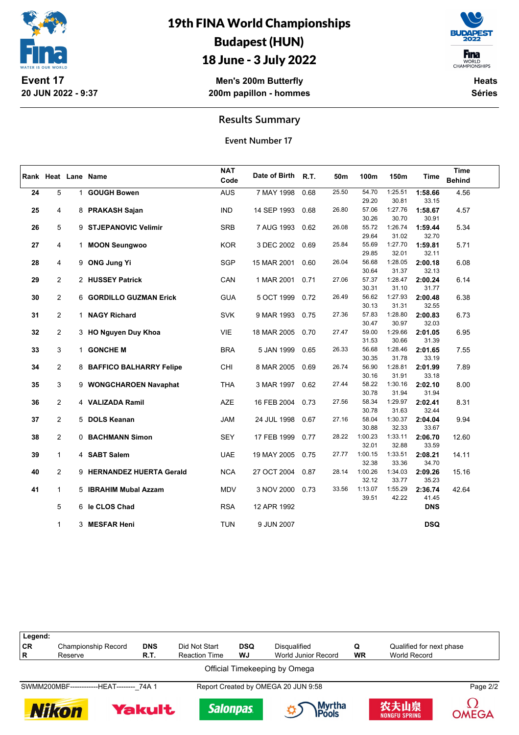# 19th FINA World Championships

## Budapest (HUN)

## 18 June - 3 July 2022

**Event 17**
**20 JUN 2022 - 9:37**

**Men's 200m Butterfly**
**200m papillon - hommes**

**Heats**
**Séries**

### Results Summary

Event Number 17

| Rank | Heat | Lane | Name | NAT Code | Date of Birth | R.T. | 50m | 100m | 150m | Time | Time Behind |
|---|---|---|---|---|---|---|---|---|---|---|---|
| 24 | 5 | 1 | GOUGH Bowen | AUS | 7 MAY 1998 | 0.68 | 25.50 | 54.70 | 1:25.51 | 1:58.66 | 4.56 |
| | | | | | | | | 29.20 | 30.81 | 33.15 | |
| 25 | 4 | 8 | PRAKASH Sajan | IND | 14 SEP 1993 | 0.68 | 26.80 | 57.06 | 1:27.76 | 1:58.67 | 4.57 |
| | | | | | | | | 30.26 | 30.70 | 30.91 | |
| 26 | 5 | 9 | STJEPANOVIC Velimir | SRB | 7 AUG 1993 | 0.62 | 26.08 | 55.72 | 1:26.74 | 1:59.44 | 5.34 |
| | | | | | | | | 29.64 | 31.02 | 32.70 | |
| 27 | 4 | 1 | MOON Seungwoo | KOR | 3 DEC 2002 | 0.69 | 25.84 | 55.69 | 1:27.70 | 1:59.81 | 5.71 |
| | | | | | | | | 29.85 | 32.01 | 32.11 | |
| 28 | 4 | 9 | ONG Jung Yi | SGP | 15 MAR 2001 | 0.60 | 26.04 | 56.68 | 1:28.05 | 2:00.18 | 6.08 |
| | | | | | | | | 30.64 | 31.37 | 32.13 | |
| 29 | 2 | 2 | HUSSEY Patrick | CAN | 1 MAR 2001 | 0.71 | 27.06 | 57.37 | 1:28.47 | 2:00.24 | 6.14 |
| | | | | | | | | 30.31 | 31.10 | 31.77 | |
| 30 | 2 | 6 | GORDILLO GUZMAN Erick | GUA | 5 OCT 1999 | 0.72 | 26.49 | 56.62 | 1:27.93 | 2:00.48 | 6.38 |
| | | | | | | | | 30.13 | 31.31 | 32.55 | |
| 31 | 2 | 1 | NAGY Richard | SVK | 9 MAR 1993 | 0.75 | 27.36 | 57.83 | 1:28.80 | 2:00.83 | 6.73 |
| | | | | | | | | 30.47 | 30.97 | 32.03 | |
| 32 | 2 | 3 | HO Nguyen Duy Khoa | VIE | 18 MAR 2005 | 0.70 | 27.47 | 59.00 | 1:29.66 | 2:01.05 | 6.95 |
| | | | | | | | | 31.53 | 30.66 | 31.39 | |
| 33 | 3 | 1 | GONCHE M | BRA | 5 JAN 1999 | 0.65 | 26.33 | 56.68 | 1:28.46 | 2:01.65 | 7.55 |
| | | | | | | | | 30.35 | 31.78 | 33.19 | |
| 34 | 2 | 8 | BAFFICO BALHARRY Felipe | CHI | 8 MAR 2005 | 0.69 | 26.74 | 56.90 | 1:28.81 | 2:01.99 | 7.89 |
| | | | | | | | | 30.16 | 31.91 | 33.18 | |
| 35 | 3 | 9 | WONGCHAROEN Navaphat | THA | 3 MAR 1997 | 0.62 | 27.44 | 58.22 | 1:30.16 | 2:02.10 | 8.00 |
| | | | | | | | | 30.78 | 31.94 | 31.94 | |
| 36 | 2 | 4 | VALIZADA Ramil | AZE | 16 FEB 2004 | 0.73 | 27.56 | 58.34 | 1:29.97 | 2:02.41 | 8.31 |
| | | | | | | | | 30.78 | 31.63 | 32.44 | |
| 37 | 2 | 5 | DOLS Keanan | JAM | 24 JUL 1998 | 0.67 | 27.16 | 58.04 | 1:30.37 | 2:04.04 | 9.94 |
| | | | | | | | | 30.88 | 32.33 | 33.67 | |
| 38 | 2 | 0 | BACHMANN Simon | SEY | 17 FEB 1999 | 0.77 | 28.22 | 1:00.23 | 1:33.11 | 2:06.70 | 12.60 |
| | | | | | | | | 32.01 | 32.88 | 33.59 | |
| 39 | 1 | 4 | SABT Salem | UAE | 19 MAY 2005 | 0.75 | 27.77 | 1:00.15 | 1:33.51 | 2:08.21 | 14.11 |
| | | | | | | | | 32.38 | 33.36 | 34.70 | |
| 40 | 2 | 9 | HERNANDEZ HUERTA Gerald | NCA | 27 OCT 2004 | 0.87 | 28.14 | 1:00.26 | 1:34.03 | 2:09.26 | 15.16 |
| | | | | | | | | 32.12 | 33.77 | 35.23 | |
| 41 | 1 | 5 | IBRAHIM Mubal Azzam | MDV | 3 NOV 2000 | 0.73 | 33.56 | 1:13.07 | 1:55.29 | 2:36.74 | 42.64 |
| | | | | | | | | 39.51 | 42.22 | 41.45 | |
| | 5 | 6 | le CLOS Chad | RSA | 12 APR 1992 | | | | | DNS | |
| | 1 | 3 | MESFAR Heni | TUN | 9 JUN 2007 | | | | | DSQ | |

**Legend:**

| | | | | | | | |
|---|---|---|---|---|---|---|---|
| CR | Championship Record | DNS | Did Not Start | DSQ | Disqualified | Q | Qualified for next phase |
| R | Reserve | R.T. | Reaction Time | WJ | World Junior Record | WR | World Record |

Official Timekeeping by Omega

SWMM200MBF------------HEAT--------_74A 1 — Report Created by OMEGA 20 JUN 9:58